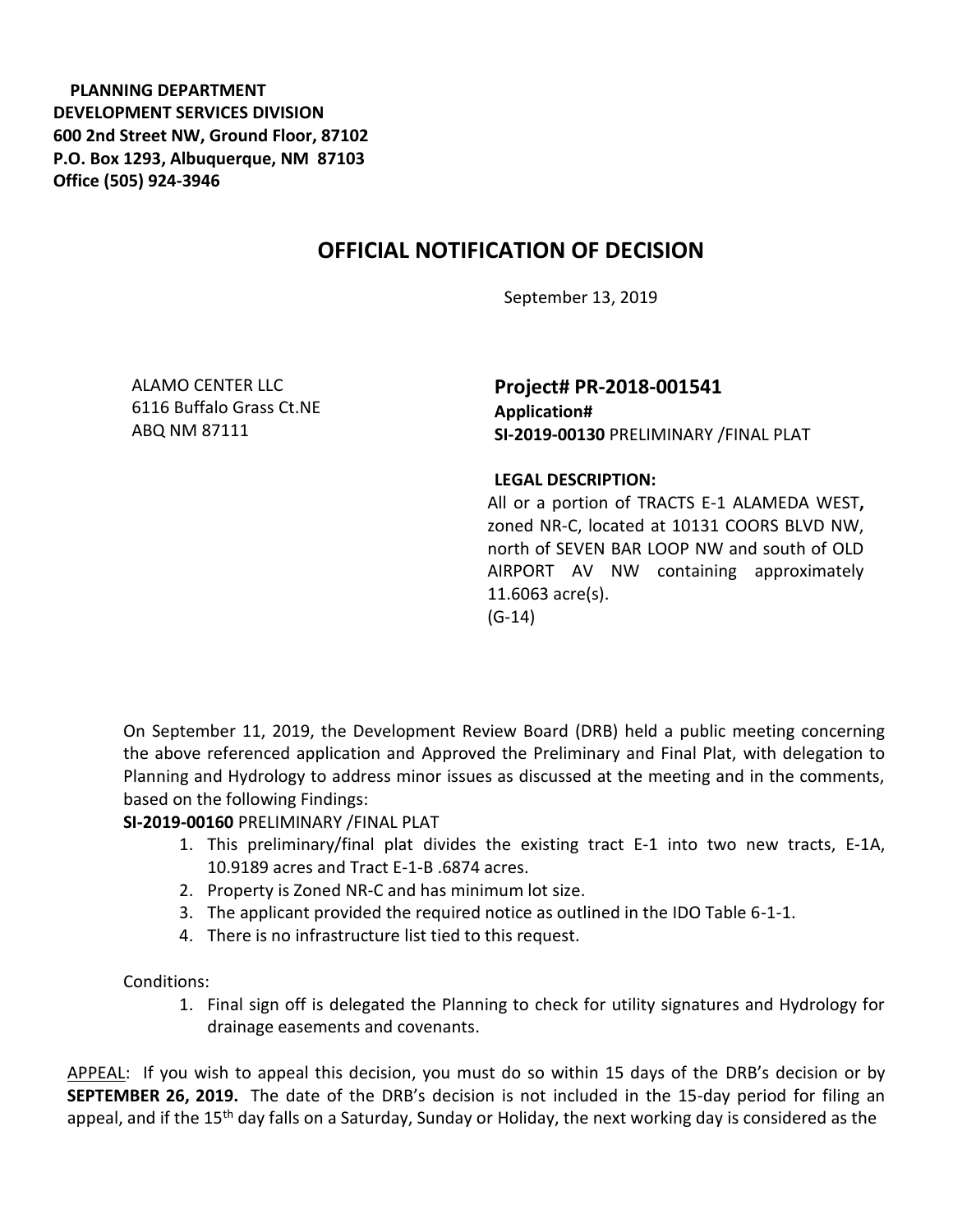**PLANNING DEPARTMENT**
**DEVELOPMENT SERVICES DIVISION**
**600 2nd Street NW, Ground Floor, 87102**
**P.O. Box 1293, Albuquerque, NM 87103**
**Office (505) 924-3946**

## OFFICIAL NOTIFICATION OF DECISION

September 13, 2019

ALAMO CENTER LLC
6116 Buffalo Grass Ct.NE
ABQ NM 87111

**Project# PR-2018-001541**
**Application#**
**SI-2019-00130** PRELIMINARY /FINAL PLAT

**LEGAL DESCRIPTION:**
All or a portion of TRACTS E-1 ALAMEDA WEST**,** zoned NR-C, located at 10131 COORS BLVD NW, north of SEVEN BAR LOOP NW and south of OLD AIRPORT AV NW containing approximately 11.6063 acre(s).
(G-14)

On September 11, 2019, the Development Review Board (DRB) held a public meeting concerning the above referenced application and Approved the Preliminary and Final Plat, with delegation to Planning and Hydrology to address minor issues as discussed at the meeting and in the comments, based on the following Findings:

**SI-2019-00160** PRELIMINARY /FINAL PLAT

1. This preliminary/final plat divides the existing tract E-1 into two new tracts, E-1A, 10.9189 acres and Tract E-1-B .6874 acres.
2. Property is Zoned NR-C and has minimum lot size.
3. The applicant provided the required notice as outlined in the IDO Table 6-1-1.
4. There is no infrastructure list tied to this request.

Conditions:

1. Final sign off is delegated the Planning to check for utility signatures and Hydrology for drainage easements and covenants.

APPEAL: If you wish to appeal this decision, you must do so within 15 days of the DRB's decision or by **SEPTEMBER 26, 2019.** The date of the DRB's decision is not included in the 15-day period for filing an appeal, and if the 15th day falls on a Saturday, Sunday or Holiday, the next working day is considered as the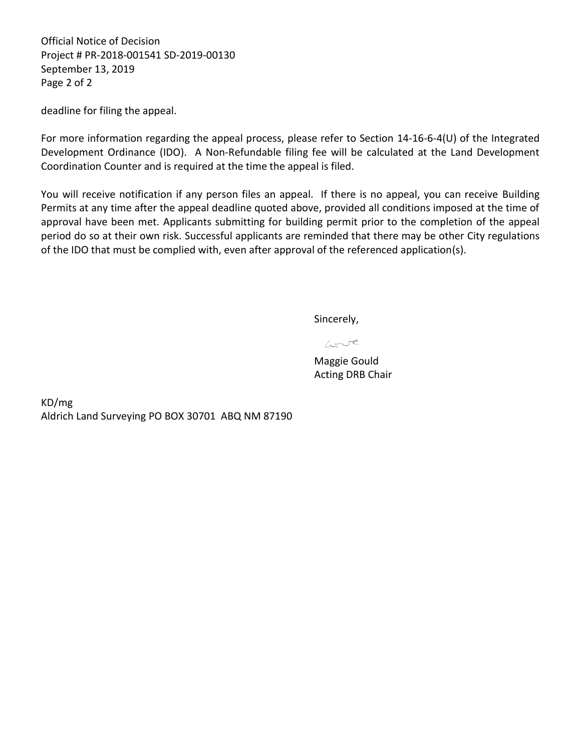deadline for filing the appeal.

For more information regarding the appeal process, please refer to Section 14-16-6-4(U) of the Integrated Development Ordinance (IDO). A Non-Refundable filing fee will be calculated at the Land Development Coordination Counter and is required at the time the appeal is filed.

You will receive notification if any person files an appeal. If there is no appeal, you can receive Building Permits at any time after the appeal deadline quoted above, provided all conditions imposed at the time of approval have been met. Applicants submitting for building permit prior to the completion of the appeal period do so at their own risk. Successful applicants are reminded that there may be other City regulations of the IDO that must be complied with, even after approval of the referenced application(s).

Sincerely,

Maggie Gould
Acting DRB Chair

KD/mg
Aldrich Land Surveying PO BOX 30701 ABQ NM 87190